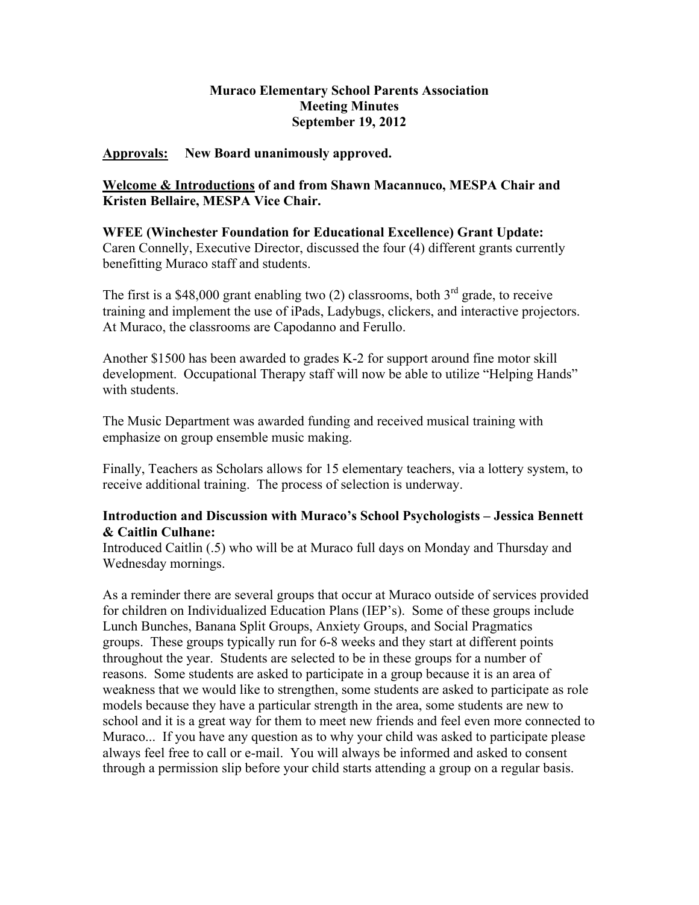**Muraco Elementary School Parents Association**
**Meeting Minutes**
**September 19, 2012**

**Approvals:** **New Board unanimously approved.**

**Welcome & Introductions of and from Shawn Macannuco, MESPA Chair and Kristen Bellaire, MESPA Vice Chair.**

**WFEE (Winchester Foundation for Educational Excellence) Grant Update:**
Caren Connelly, Executive Director, discussed the four (4) different grants currently benefitting Muraco staff and students.

The first is a $48,000 grant enabling two (2) classrooms, both 3rd grade, to receive training and implement the use of iPads, Ladybugs, clickers, and interactive projectors. At Muraco, the classrooms are Capodanno and Ferullo.

Another $1500 has been awarded to grades K-2 for support around fine motor skill development. Occupational Therapy staff will now be able to utilize "Helping Hands" with students.

The Music Department was awarded funding and received musical training with emphasize on group ensemble music making.

Finally, Teachers as Scholars allows for 15 elementary teachers, via a lottery system, to receive additional training. The process of selection is underway.

**Introduction and Discussion with Muraco's School Psychologists – Jessica Bennett & Caitlin Culhane:**
Introduced Caitlin (.5) who will be at Muraco full days on Monday and Thursday and Wednesday mornings.

As a reminder there are several groups that occur at Muraco outside of services provided for children on Individualized Education Plans (IEP's). Some of these groups include Lunch Bunches, Banana Split Groups, Anxiety Groups, and Social Pragmatics groups. These groups typically run for 6-8 weeks and they start at different points throughout the year. Students are selected to be in these groups for a number of reasons. Some students are asked to participate in a group because it is an area of weakness that we would like to strengthen, some students are asked to participate as role models because they have a particular strength in the area, some students are new to school and it is a great way for them to meet new friends and feel even more connected to Muraco... If you have any question as to why your child was asked to participate please always feel free to call or e-mail. You will always be informed and asked to consent through a permission slip before your child starts attending a group on a regular basis.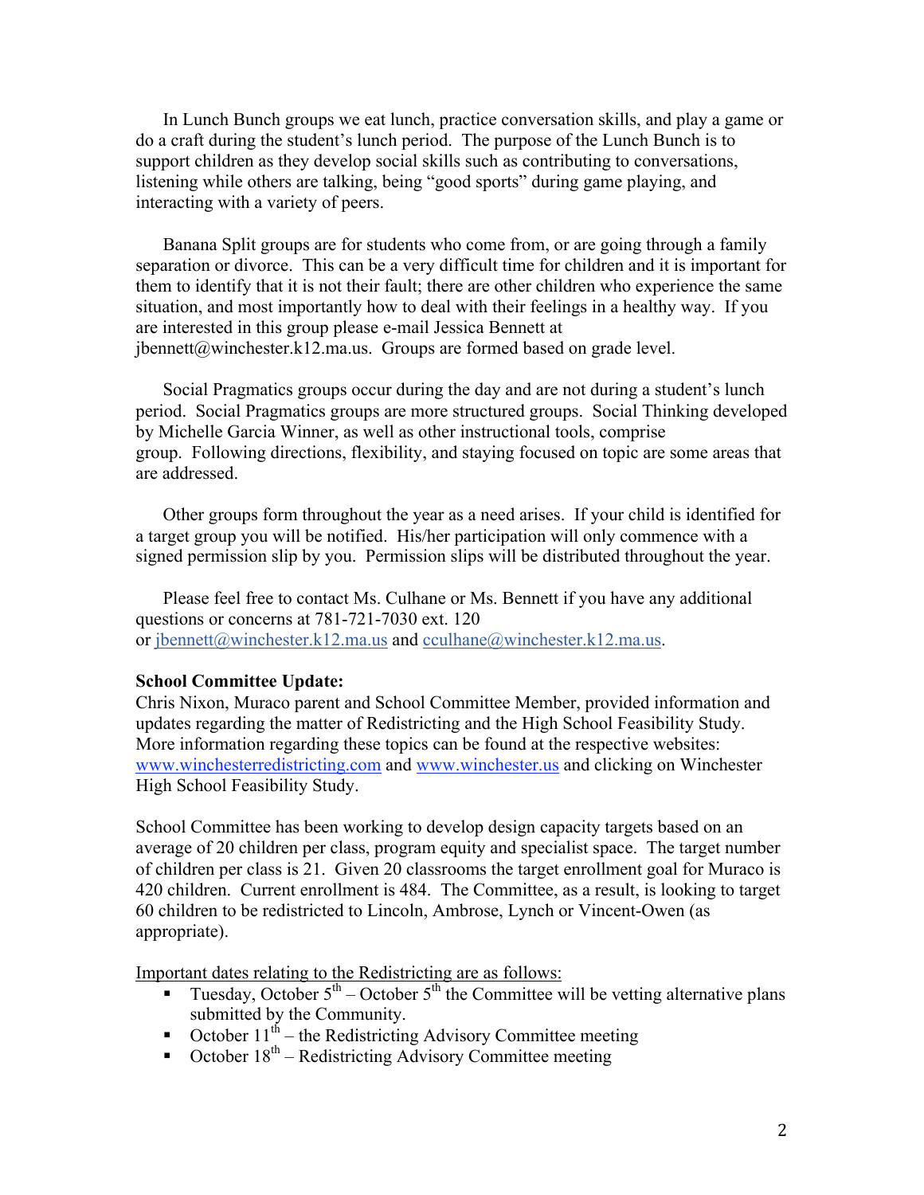In Lunch Bunch groups we eat lunch, practice conversation skills, and play a game or do a craft during the student's lunch period. The purpose of the Lunch Bunch is to support children as they develop social skills such as contributing to conversations, listening while others are talking, being "good sports" during game playing, and interacting with a variety of peers.

Banana Split groups are for students who come from, or are going through a family separation or divorce. This can be a very difficult time for children and it is important for them to identify that it is not their fault; there are other children who experience the same situation, and most importantly how to deal with their feelings in a healthy way. If you are interested in this group please e-mail Jessica Bennett at jbennett@winchester.k12.ma.us. Groups are formed based on grade level.

Social Pragmatics groups occur during the day and are not during a student's lunch period. Social Pragmatics groups are more structured groups. Social Thinking developed by Michelle Garcia Winner, as well as other instructional tools, comprise group. Following directions, flexibility, and staying focused on topic are some areas that are addressed.

Other groups form throughout the year as a need arises. If your child is identified for a target group you will be notified. His/her participation will only commence with a signed permission slip by you. Permission slips will be distributed throughout the year.

Please feel free to contact Ms. Culhane or Ms. Bennett if you have any additional questions or concerns at 781-721-7030 ext. 120 or jbennett@winchester.k12.ma.us and cculhane@winchester.k12.ma.us.

**School Committee Update:**

Chris Nixon, Muraco parent and School Committee Member, provided information and updates regarding the matter of Redistricting and the High School Feasibility Study. More information regarding these topics can be found at the respective websites: www.winchesterredistricting.com and www.winchester.us and clicking on Winchester High School Feasibility Study.

School Committee has been working to develop design capacity targets based on an average of 20 children per class, program equity and specialist space. The target number of children per class is 21. Given 20 classrooms the target enrollment goal for Muraco is 420 children. Current enrollment is 484. The Committee, as a result, is looking to target 60 children to be redistricted to Lincoln, Ambrose, Lynch or Vincent-Owen (as appropriate).

Important dates relating to the Redistricting are as follows:

- Tuesday, October 5th – October 5th the Committee will be vetting alternative plans submitted by the Community.
- October 11th – the Redistricting Advisory Committee meeting
- October 18th – Redistricting Advisory Committee meeting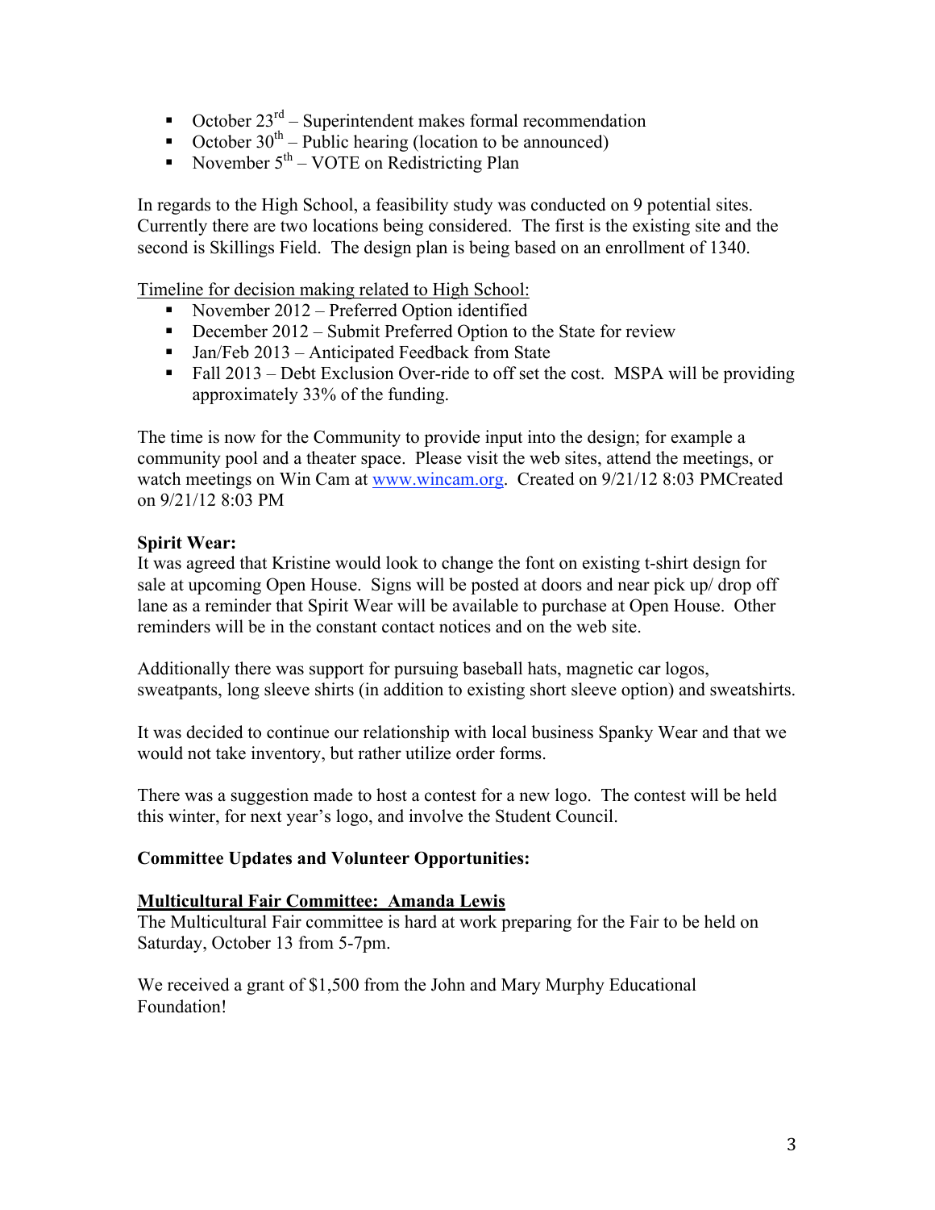- October 23rd – Superintendent makes formal recommendation
- October 30th – Public hearing (location to be announced)
- November 5th – VOTE on Redistricting Plan

In regards to the High School, a feasibility study was conducted on 9 potential sites. Currently there are two locations being considered. The first is the existing site and the second is Skillings Field. The design plan is being based on an enrollment of 1340.

Timeline for decision making related to High School:

- November 2012 – Preferred Option identified
- December 2012 – Submit Preferred Option to the State for review
- Jan/Feb 2013 – Anticipated Feedback from State
- Fall 2013 – Debt Exclusion Over-ride to off set the cost. MSPA will be providing approximately 33% of the funding.

The time is now for the Community to provide input into the design; for example a community pool and a theater space. Please visit the web sites, attend the meetings, or watch meetings on Win Cam at www.wincam.org. Created on 9/21/12 8:03 PMCreated on 9/21/12 8:03 PM

**Spirit Wear:**

It was agreed that Kristine would look to change the font on existing t-shirt design for sale at upcoming Open House. Signs will be posted at doors and near pick up/ drop off lane as a reminder that Spirit Wear will be available to purchase at Open House. Other reminders will be in the constant contact notices and on the web site.

Additionally there was support for pursuing baseball hats, magnetic car logos, sweatpants, long sleeve shirts (in addition to existing short sleeve option) and sweatshirts.

It was decided to continue our relationship with local business Spanky Wear and that we would not take inventory, but rather utilize order forms.

There was a suggestion made to host a contest for a new logo. The contest will be held this winter, for next year's logo, and involve the Student Council.

**Committee Updates and Volunteer Opportunities:**

**Multicultural Fair Committee: Amanda Lewis**

The Multicultural Fair committee is hard at work preparing for the Fair to be held on Saturday, October 13 from 5-7pm.

We received a grant of $1,500 from the John and Mary Murphy Educational Foundation!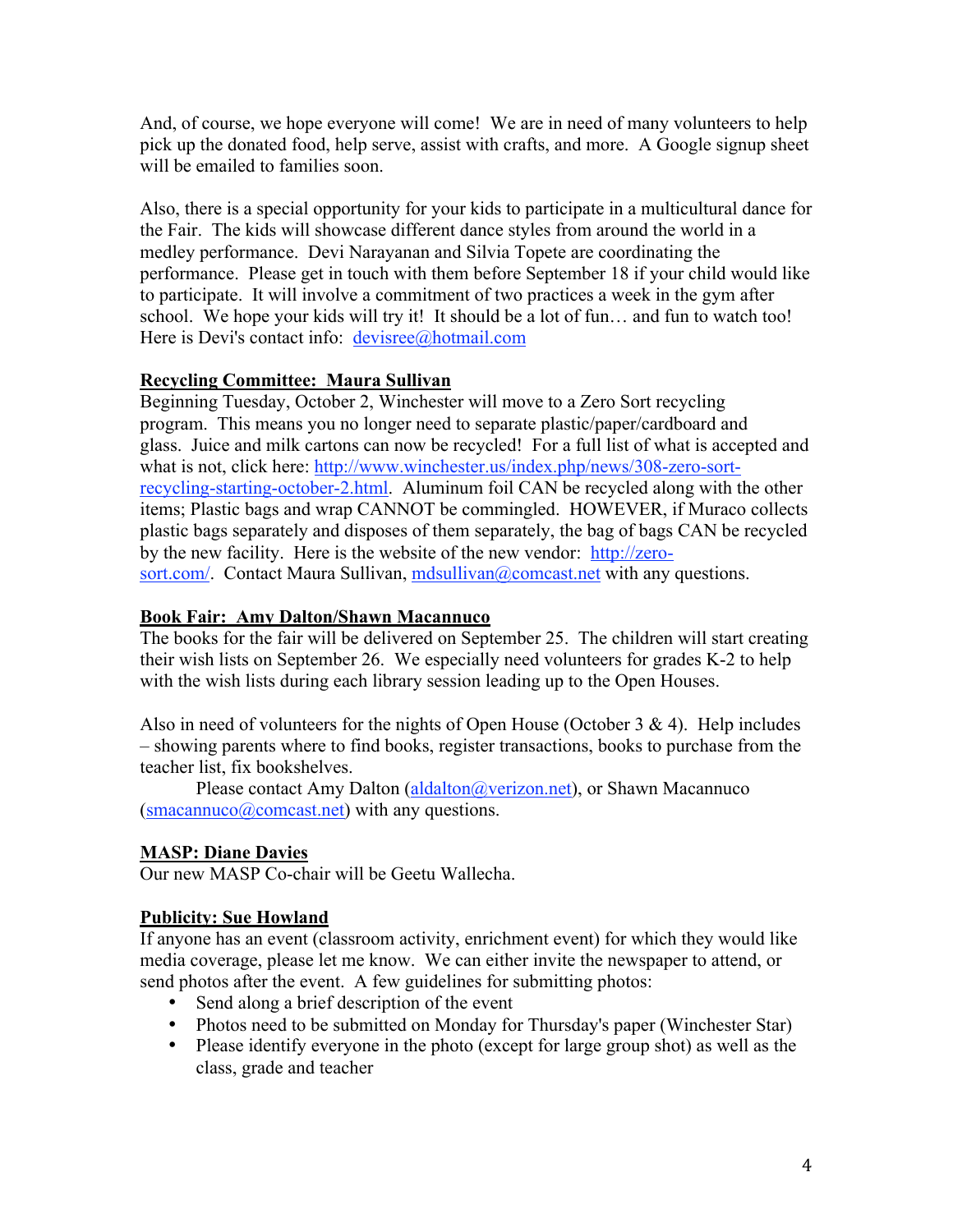And, of course, we hope everyone will come! We are in need of many volunteers to help pick up the donated food, help serve, assist with crafts, and more. A Google signup sheet will be emailed to families soon.

Also, there is a special opportunity for your kids to participate in a multicultural dance for the Fair. The kids will showcase different dance styles from around the world in a medley performance. Devi Narayanan and Silvia Topete are coordinating the performance. Please get in touch with them before September 18 if your child would like to participate. It will involve a commitment of two practices a week in the gym after school. We hope your kids will try it! It should be a lot of fun… and fun to watch too! Here is Devi's contact info: [devisree@hotmail.com](mailto:devisree@hotmail.com)

**Recycling Committee: Maura Sullivan**

Beginning Tuesday, October 2, Winchester will move to a Zero Sort recycling program. This means you no longer need to separate plastic/paper/cardboard and glass. Juice and milk cartons can now be recycled! For a full list of what is accepted and what is not, click here: [http://www.winchester.us/index.php/news/308-zero-sort-recycling-starting-october-2.html](http://www.winchester.us/index.php/news/308-zero-sort-recycling-starting-october-2.html). Aluminum foil CAN be recycled along with the other items; Plastic bags and wrap CANNOT be commingled. HOWEVER, if Muraco collects plastic bags separately and disposes of them separately, the bag of bags CAN be recycled by the new facility. Here is the website of the new vendor: [http://zero-sort.com/](http://zero-sort.com/). Contact Maura Sullivan, [mdsullivan@comcast.net](mailto:mdsullivan@comcast.net) with any questions.

**Book Fair: Amy Dalton/Shawn Macannuco**

The books for the fair will be delivered on September 25. The children will start creating their wish lists on September 26. We especially need volunteers for grades K-2 to help with the wish lists during each library session leading up to the Open Houses.

Also in need of volunteers for the nights of Open House (October 3 & 4). Help includes – showing parents where to find books, register transactions, books to purchase from the teacher list, fix bookshelves.

Please contact Amy Dalton ([aldalton@verizon.net](mailto:aldalton@verizon.net)), or Shawn Macannuco ([smacannuco@comcast.net](mailto:smacannuco@comcast.net)) with any questions.

**MASP: Diane Davies**

Our new MASP Co-chair will be Geetu Wallecha.

**Publicity: Sue Howland**

If anyone has an event (classroom activity, enrichment event) for which they would like media coverage, please let me know. We can either invite the newspaper to attend, or send photos after the event. A few guidelines for submitting photos:

- Send along a brief description of the event
- Photos need to be submitted on Monday for Thursday's paper (Winchester Star)
- Please identify everyone in the photo (except for large group shot) as well as the class, grade and teacher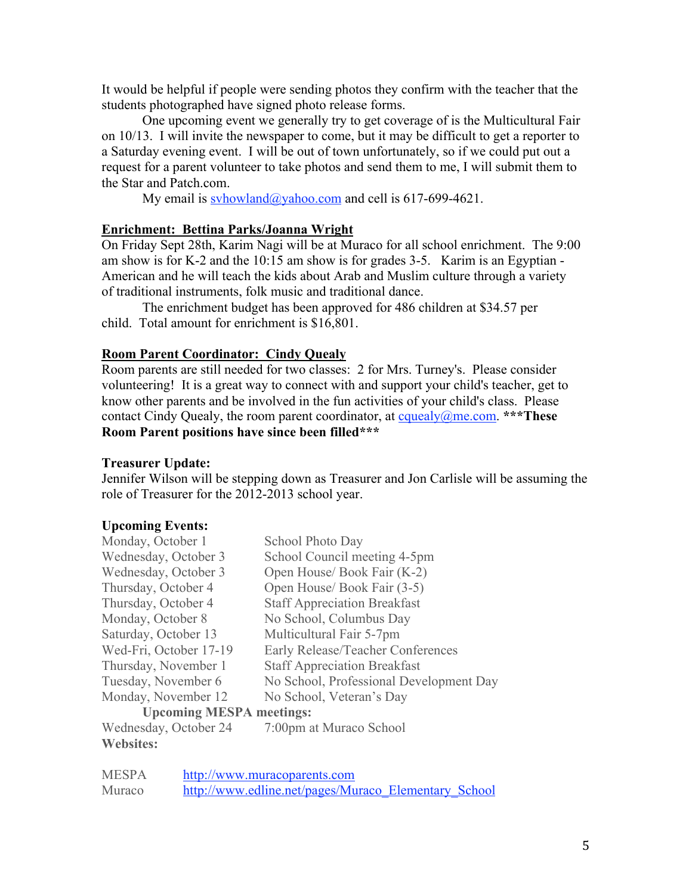It would be helpful if people were sending photos they confirm with the teacher that the students photographed have signed photo release forms.

One upcoming event we generally try to get coverage of is the Multicultural Fair on 10/13. I will invite the newspaper to come, but it may be difficult to get a reporter to a Saturday evening event. I will be out of town unfortunately, so if we could put out a request for a parent volunteer to take photos and send them to me, I will submit them to the Star and Patch.com.

My email is svhowland@yahoo.com and cell is 617-699-4621.

**Enrichment: Bettina Parks/Joanna Wright**

On Friday Sept 28th, Karim Nagi will be at Muraco for all school enrichment. The 9:00 am show is for K-2 and the 10:15 am show is for grades 3-5. Karim is an Egyptian - American and he will teach the kids about Arab and Muslim culture through a variety of traditional instruments, folk music and traditional dance.

The enrichment budget has been approved for 486 children at $34.57 per child. Total amount for enrichment is $16,801.

**Room Parent Coordinator: Cindy Quealy**

Room parents are still needed for two classes: 2 for Mrs. Turney's. Please consider volunteering! It is a great way to connect with and support your child's teacher, get to know other parents and be involved in the fun activities of your child's class. Please contact Cindy Quealy, the room parent coordinator, at cquealy@me.com. **\*\*\*These Room Parent positions have since been filled\*\*\***

**Treasurer Update:**

Jennifer Wilson will be stepping down as Treasurer and Jon Carlisle will be assuming the role of Treasurer for the 2012-2013 school year.

**Upcoming Events:**

| | |
|---|---|
| Monday, October 1 | School Photo Day |
| Wednesday, October 3 | School Council meeting 4-5pm |
| Wednesday, October 3 | Open House/ Book Fair (K-2) |
| Thursday, October 4 | Open House/ Book Fair (3-5) |
| Thursday, October 4 | Staff Appreciation Breakfast |
| Monday, October 8 | No School, Columbus Day |
| Saturday, October 13 | Multicultural Fair 5-7pm |
| Wed-Fri, October 17-19 | Early Release/Teacher Conferences |
| Thursday, November 1 | Staff Appreciation Breakfast |
| Tuesday, November 6 | No School, Professional Development Day |
| Monday, November 12 | No School, Veteran's Day |

**Upcoming MESPA meetings:**

| | |
|---|---|
| Wednesday, October 24 | 7:00pm at Muraco School |

**Websites:**

| | |
|---|---|
| MESPA | http://www.muracoparents.com |
| Muraco | http://www.edline.net/pages/Muraco_Elementary_School |